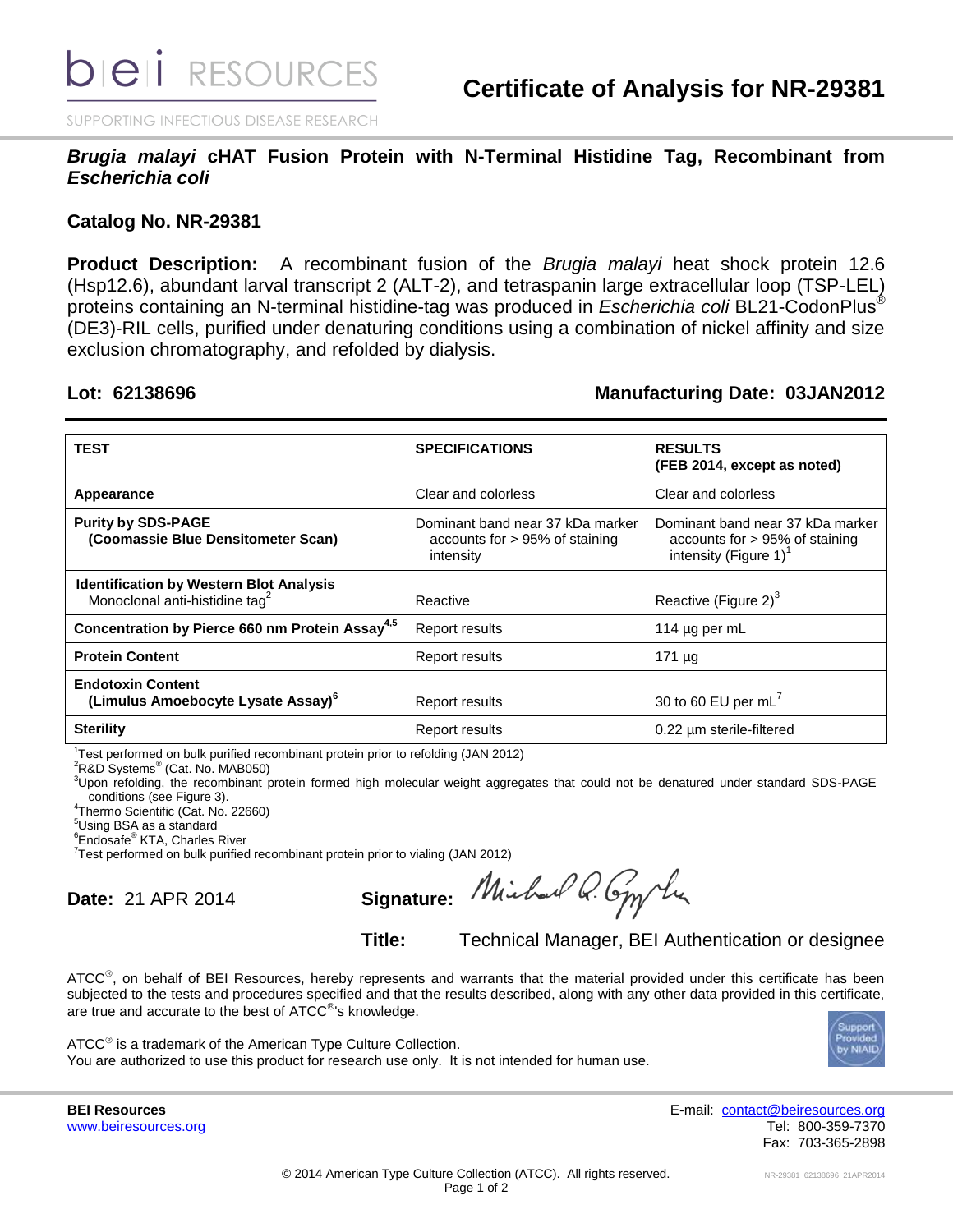# Certificate of Analysis for NR-29381

## *Brugia malayi* cHAT Fusion Protein with N-Terminal Histidine Tag, Recombinant from *Escherichia coli*

**Catalog No. NR-29381**

**Product Description:** A recombinant fusion of the *Brugia malayi* heat shock protein 12.6 (Hsp12.6), abundant larval transcript 2 (ALT-2), and tetraspanin large extracellular loop (TSP-LEL) proteins containing an N-terminal histidine-tag was produced in *Escherichia coli* BL21-CodonPlus® (DE3)-RIL cells, purified under denaturing conditions using a combination of nickel affinity and size exclusion chromatography, and refolded by dialysis.

**Lot: 62138696** **Manufacturing Date: 03JAN2012**

| TEST | SPECIFICATIONS | RESULTS (FEB 2014, except as noted) |
|---|---|---|
| **Appearance** | Clear and colorless | Clear and colorless |
| **Purity by SDS-PAGE (Coomassie Blue Densitometer Scan)** | Dominant band near 37 kDa marker accounts for > 95% of staining intensity | Dominant band near 37 kDa marker accounts for > 95% of staining intensity (Figure 1)[1] |
| **Identification by Western Blot Analysis** Monoclonal anti-histidine tag[2] | Reactive | Reactive (Figure 2)[3] |
| **Concentration by Pierce 660 nm Protein Assay[4,5]** | Report results | 114 µg per mL |
| **Protein Content** | Report results | 171 µg |
| **Endotoxin Content (Limulus Amoebocyte Lysate Assay)[6]** | Report results | 30 to 60 EU per mL[7] |
| **Sterility** | Report results | 0.22 µm sterile-filtered |

[1]Test performed on bulk purified recombinant protein prior to refolding (JAN 2012)
[2]R&D Systems® (Cat. No. MAB050)
[3]Upon refolding, the recombinant protein formed high molecular weight aggregates that could not be denatured under standard SDS-PAGE conditions (see Figure 3).
[4]Thermo Scientific (Cat. No. 22660)
[5]Using BSA as a standard
[6]Endosafe® KTA, Charles River
[7]Test performed on bulk purified recombinant protein prior to vialing (JAN 2012)

**Date:** 21 APR 2014 **Signature:** Michael Q. Gyngle

**Title:** Technical Manager, BEI Authentication or designee

ATCC®, on behalf of BEI Resources, hereby represents and warrants that the material provided under this certificate has been subjected to the tests and procedures specified and that the results described, along with any other data provided in this certificate, are true and accurate to the best of ATCC®'s knowledge.

ATCC® is a trademark of the American Type Culture Collection.
You are authorized to use this product for research use only. It is not intended for human use.

**BEI Resources**
www.beiresources.org

E-mail: contact@beiresources.org
Tel: 800-359-7370
Fax: 703-365-2898

© 2014 American Type Culture Collection (ATCC). All rights reserved.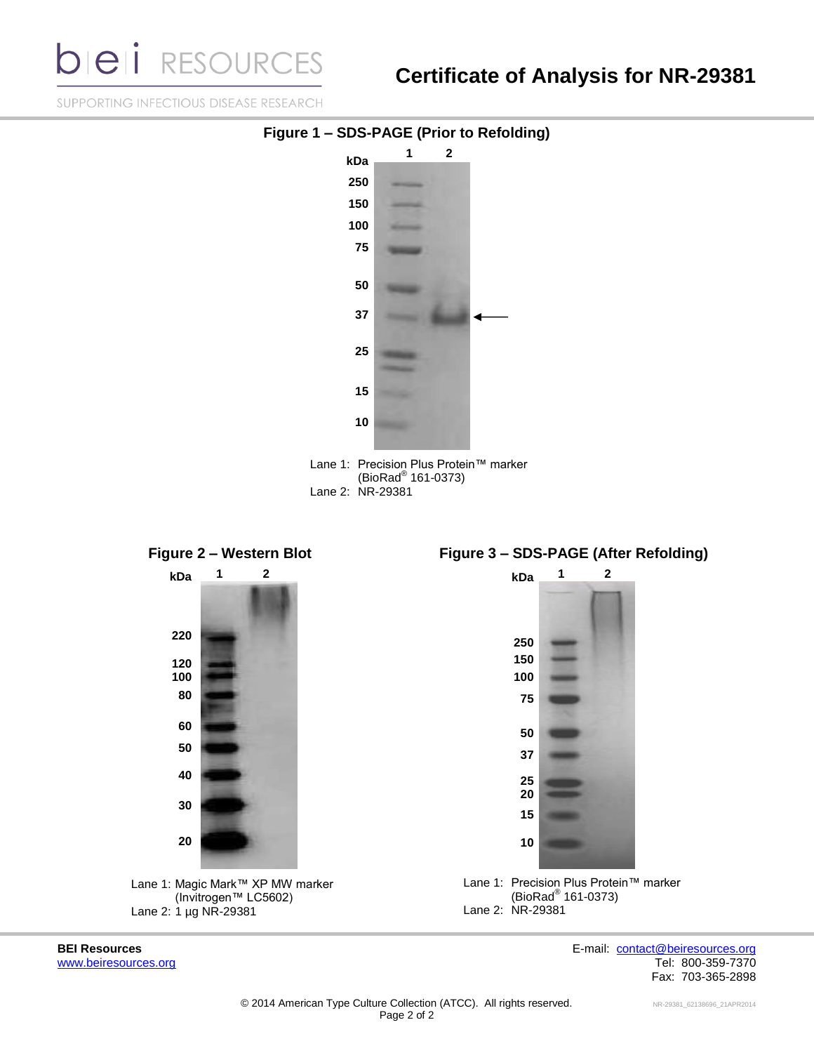# Certificate of Analysis for NR-29381

## Figure 1 – SDS-PAGE (Prior to Refolding)

kDa
1 2
250
150
100
75
50
37
25
15
10

Lane 1: Precision Plus Protein™ marker (BioRad® 161-0373)
Lane 2: NR-29381

## Figure 2 – Western Blot

kDa
1 2
220
120
100
80
60
50
40
30
20

Lane 1: Magic Mark™ XP MW marker (Invitrogen™ LC5602)
Lane 2: 1 µg NR-29381

## Figure 3 – SDS-PAGE (After Refolding)

kDa
1 2
250
150
100
75
50
37
25
20
15
10

Lane 1: Precision Plus Protein™ marker (BioRad® 161-0373)
Lane 2: NR-29381

**BEI Resources**
www.beiresources.org

E-mail: contact@beiresources.org
Tel: 800-359-7370
Fax: 703-365-2898

© 2014 American Type Culture Collection (ATCC). All rights reserved.

NR-29381_62138696_21APR2014